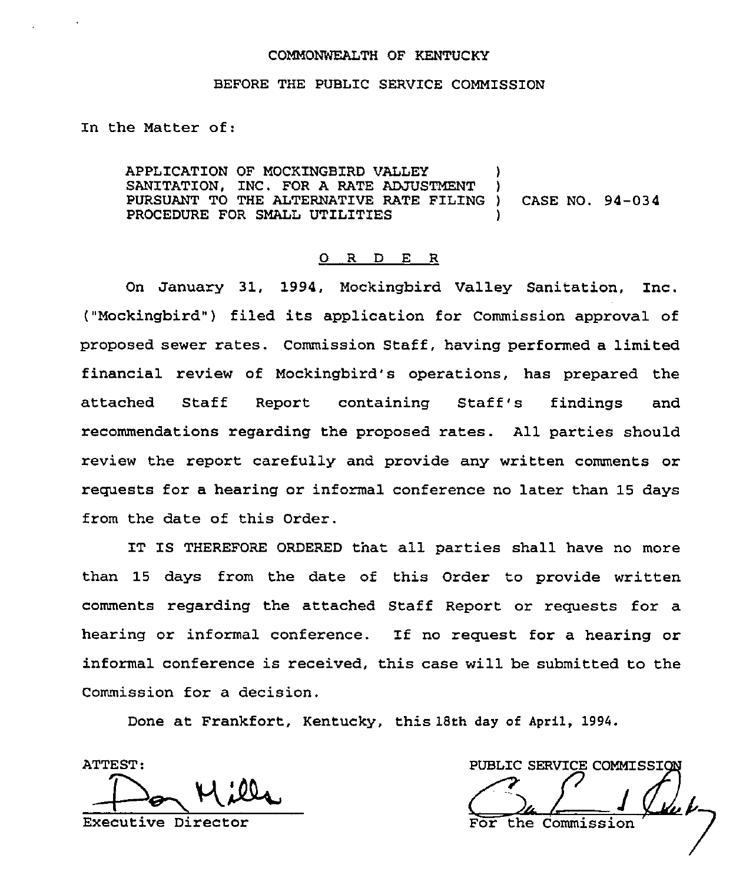COMMONWEALTH OF KENTUCKY

BEFORE THE PUBLIC SERVICE COMMISSION

In the Matter of:

APPLICATION OF MOCKINGBIRD VALLEY SANITATION, INC. FOR A RATE ADJUSTMENT PURSUANT TO THE ALTERNATIVE RATE FILING PROCEDURE FOR SMALL UTILITIES ) CASE NO. 94-034

# O R D E R

On January 31, 1994, Mockingbird Valley Sanitation, Inc. ("Mockingbird") filed its application for Commission approval of proposed sewer rates. Commission Staff, having performed a limited financial review of Mockingbird's operations, has prepared the attached Staff Report containing Staff's findings and recommendations regarding the proposed rates. All parties should review the report carefully and provide any written comments or requests for a hearing or informal conference no later than 15 days from the date of this Order.

IT IS THEREFORE ORDERED that all parties shall have no more than 15 days from the date of this Order to provide written comments regarding the attached Staff Report or requests for a hearing or informal conference. If no request for a hearing or informal conference is received, this case will be submitted to the Commission for a decision.

Done at Frankfort, Kentucky, this 18th day of April, 1994.

ATTEST:

Executive Director

PUBLIC SERVICE COMMISSION

For the Commission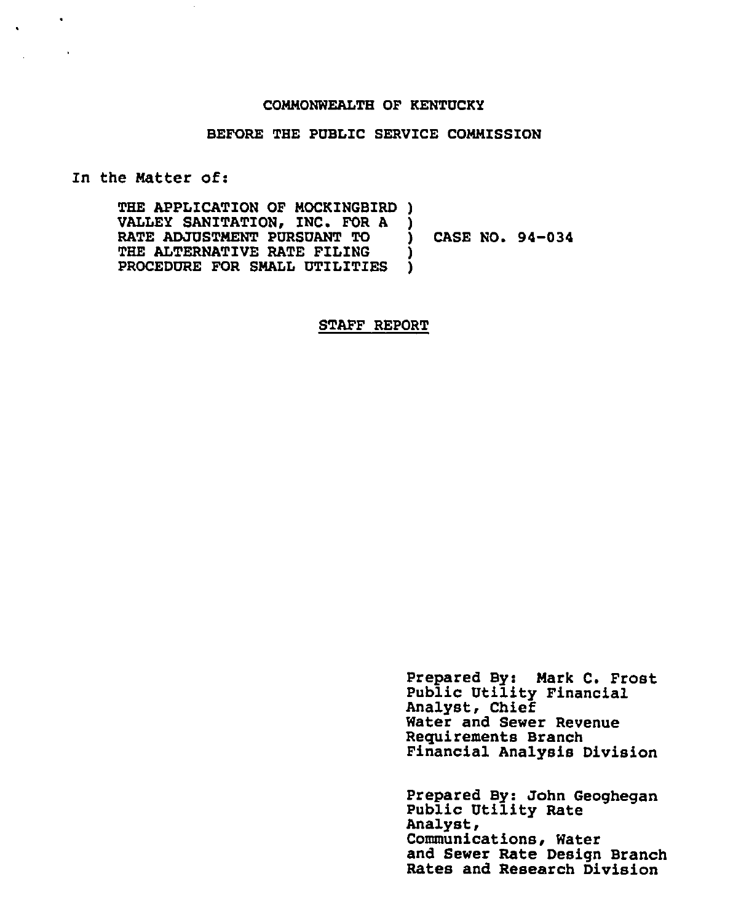COMMONWEALTH OF KENTUCKY

BEFORE THE PUBLIC SERVICE COMMISSION

In the Matter of:

THE APPLICATION OF MOCKINGBIRD )
VALLEY SANITATION, INC. FOR A )
RATE ADJUSTMENT PURSUANT TO ) CASE NO. 94-034
THE ALTERNATIVE RATE FILING )
PROCEDURE FOR SMALL UTILITIES )

STAFF REPORT

Prepared By: Mark C. Frost
Public Utility Financial
Analyst, Chief
Water and Sewer Revenue
Requirements Branch
Financial Analysis Division

Prepared By: John Geoghegan
Public Utility Rate
Analyst,
Communications, Water
and Sewer Rate Design Branch
Rates and Research Division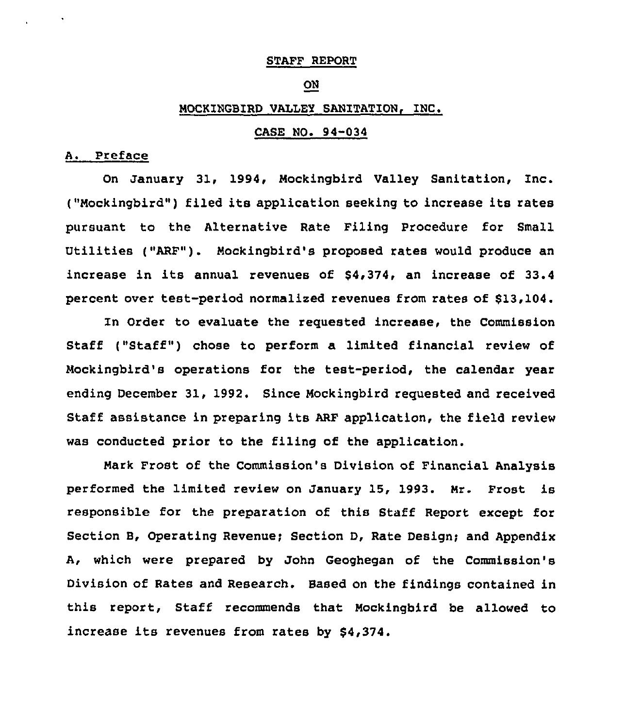# STAFF REPORT

## ON

## MOCKINGBIRD VALLEY SANITATION, INC.

## CASE NO. 94-034

### A. Preface

On January 31, 1994, Mockingbird Valley Sanitation, Inc. ("Mockingbird") filed its application seeking to increase its rates pursuant to the Alternative Rate Filing Procedure for Small Utilities ("ARF"). Mockingbird's proposed rates would produce an increase in its annual revenues of $4,374, an increase of 33.4 percent over test-period normalized revenues from rates of $13,104.

In Order to evaluate the requested increase, the Commission Staff ("Staff") chose to perform a limited financial review of Mockingbird's operations for the test-period, the calendar year ending December 31, 1992. Since Mockingbird requested and received Staff assistance in preparing its ARF application, the field review was conducted prior to the filing of the application.

Mark Frost of the Commission's Division of Financial Analysis performed the limited review on January 15, 1993. Mr. Frost is responsible for the preparation of this Staff Report except for Section B, Operating Revenue; Section D, Rate Design; and Appendix A, which were prepared by John Geoghegan of the Commission's Division of Rates and Research. Based on the findings contained in this report, Staff recommends that Mockingbird be allowed to increase its revenues from rates by $4,374.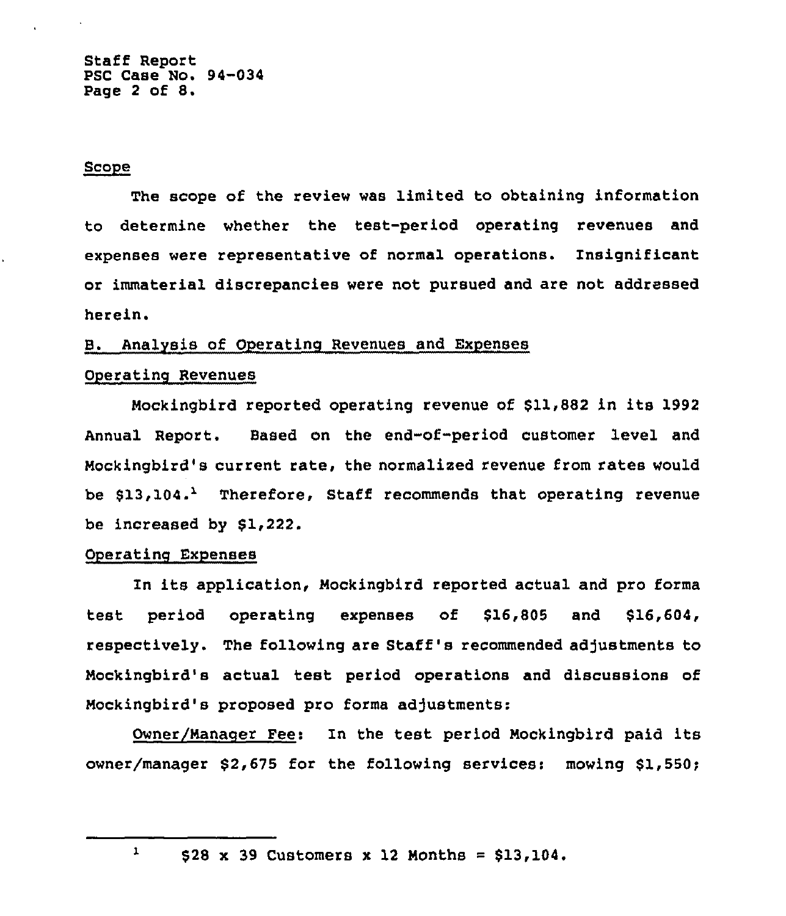## Scope

The scope of the review was limited to obtaining information to determine whether the test-period operating revenues and expenses were representative of normal operations. Insignificant or immaterial discrepancies were not pursued and are not addressed herein.

## B. Analysis of Operating Revenues and Expenses

### Operating Revenues

Mockingbird reported operating revenue of $11,882 in its 1992 Annual Report. Based on the end-of-period customer level and Mockingbird's current rate, the normalized revenue from rates would be $13,104.[1] Therefore, Staff recommends that operating revenue be increased by $1,222.

### Operating Expenses

In its application, Mockingbird reported actual and pro forma test period operating expenses of $16,805 and $16,604, respectively. The following are Staff's recommended adjustments to Mockingbird's actual test period operations and discussions of Mockingbird's proposed pro forma adjustments:

Owner/Manager Fee: In the test period Mockingbird paid its owner/manager $2,675 for the following services: mowing $1,550;

---

[1] $28 x 39 Customers x 12 Months = $13,104.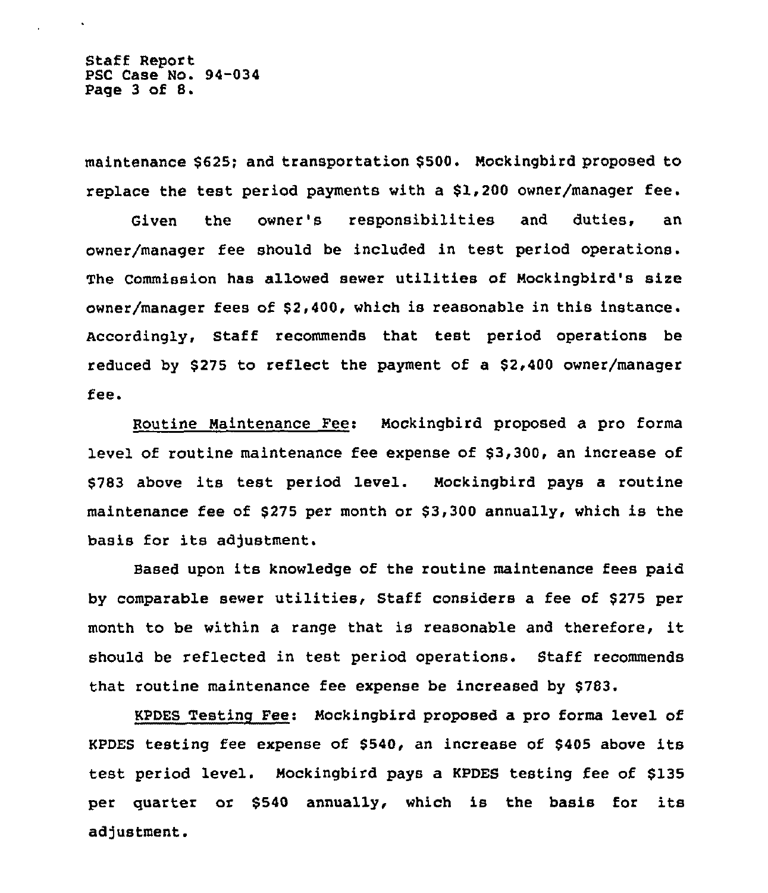maintenance $625; and transportation $500. Mockingbird proposed to replace the test period payments with a $1,200 owner/manager fee.

Given the owner's responsibilities and duties, an owner/manager fee should be included in test period operations. The Commission has allowed sewer utilities of Mockingbird's size owner/manager fees of $2,400, which is reasonable in this instance. Accordingly, Staff recommends that test period operations be reduced by $275 to reflect the payment of a $2,400 owner/manager fee.

Routine Maintenance Fee: Mockingbird proposed a pro forma level of routine maintenance fee expense of $3,300, an increase of $783 above its test period level. Mockingbird pays a routine maintenance fee of $275 per month or $3,300 annually, which is the basis for its adjustment.

Based upon its knowledge of the routine maintenance fees paid by comparable sewer utilities, Staff considers a fee of $275 per month to be within a range that is reasonable and therefore, it should be reflected in test period operations. Staff recommends that routine maintenance fee expense be increased by $783.

KPDES Testing Fee: Mockingbird proposed a pro forma level of KPDES testing fee expense of $540, an increase of $405 above its test period level. Mockingbird pays a KPDES testing fee of $135 per quarter or $540 annually, which is the basis for its adjustment.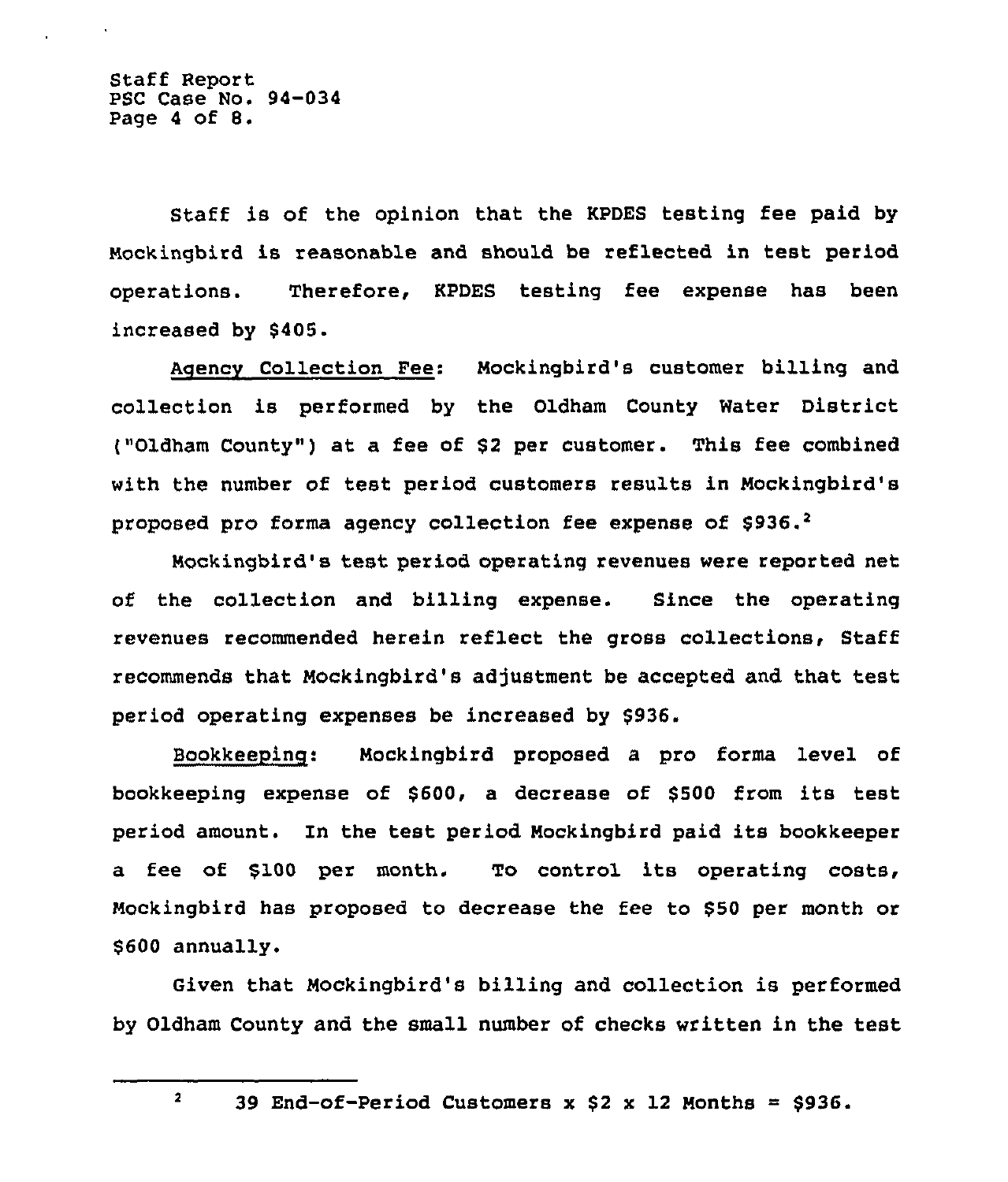Staff is of the opinion that the KPDES testing fee paid by Mockingbird is reasonable and should be reflected in test period operations. Therefore, KPDES testing fee expense has been increased by $405.

Agency Collection Fee: Mockingbird's customer billing and collection is performed by the Oldham County Water District ("Oldham County") at a fee of $2 per customer. This fee combined with the number of test period customers results in Mockingbird's proposed pro forma agency collection fee expense of $936.[2]

Mockingbird's test period operating revenues were reported net of the collection and billing expense. Since the operating revenues recommended herein reflect the gross collections, Staff recommends that Mockingbird's adjustment be accepted and that test period operating expenses be increased by $936.

Bookkeeping: Mockingbird proposed a pro forma level of bookkeeping expense of $600, a decrease of $500 from its test period amount. In the test period Mockingbird paid its bookkeeper a fee of $100 per month. To control its operating costs, Mockingbird has proposed to decrease the fee to $50 per month or $600 annually.

Given that Mockingbird's billing and collection is performed by Oldham County and the small number of checks written in the test

[2] 39 End-of-Period Customers x $2 x 12 Months = $936.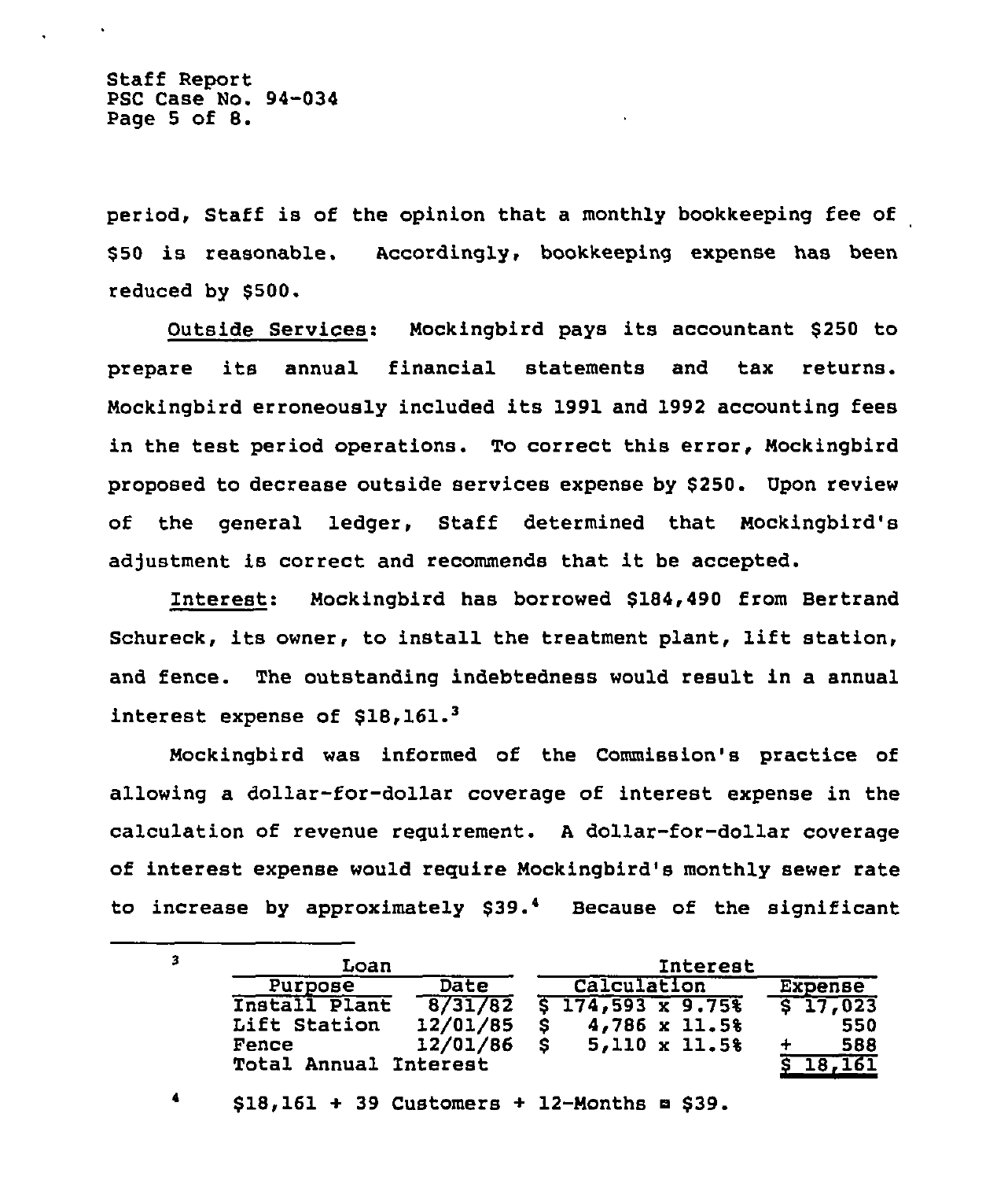period, Staff is of the opinion that a monthly bookkeeping fee of $50 is reasonable. Accordingly, bookkeeping expense has been reduced by $500.

Outside Services: Mockingbird pays its accountant $250 to prepare its annual financial statements and tax returns. Mockingbird erroneously included its 1991 and 1992 accounting fees in the test period operations. To correct this error, Mockingbird proposed to decrease outside services expense by $250. Upon review of the general ledger, Staff determined that Mockingbird's adjustment is correct and recommends that it be accepted.

Interest: Mockingbird has borrowed $184,490 from Bertrand Schureck, its owner, to install the treatment plant, lift station, and fence. The outstanding indebtedness would result in a annual interest expense of $18,161.[3]

Mockingbird was informed of the Commission's practice of allowing a dollar-for-dollar coverage of interest expense in the calculation of revenue requirement. A dollar-for-dollar coverage of interest expense would require Mockingbird's monthly sewer rate to increase by approximately $39.[4] Because of the significant

---

[3]

| Loan | | Interest | |
|---|---|---|---|
| Purpose | Date | Calculation | Expense |
| Install Plant | 8/31/82 | $ 174,593 x 9.75% | $ 17,023 |
| Lift Station | 12/01/85 | $ 4,786 x 11.5% | 550 |
| Fence | 12/01/86 | $ 5,110 x 11.5% | + 588 |
| Total Annual Interest | | | $ 18,161 |

[4] $18,161 ÷ 39 Customers ÷ 12-Months = $39.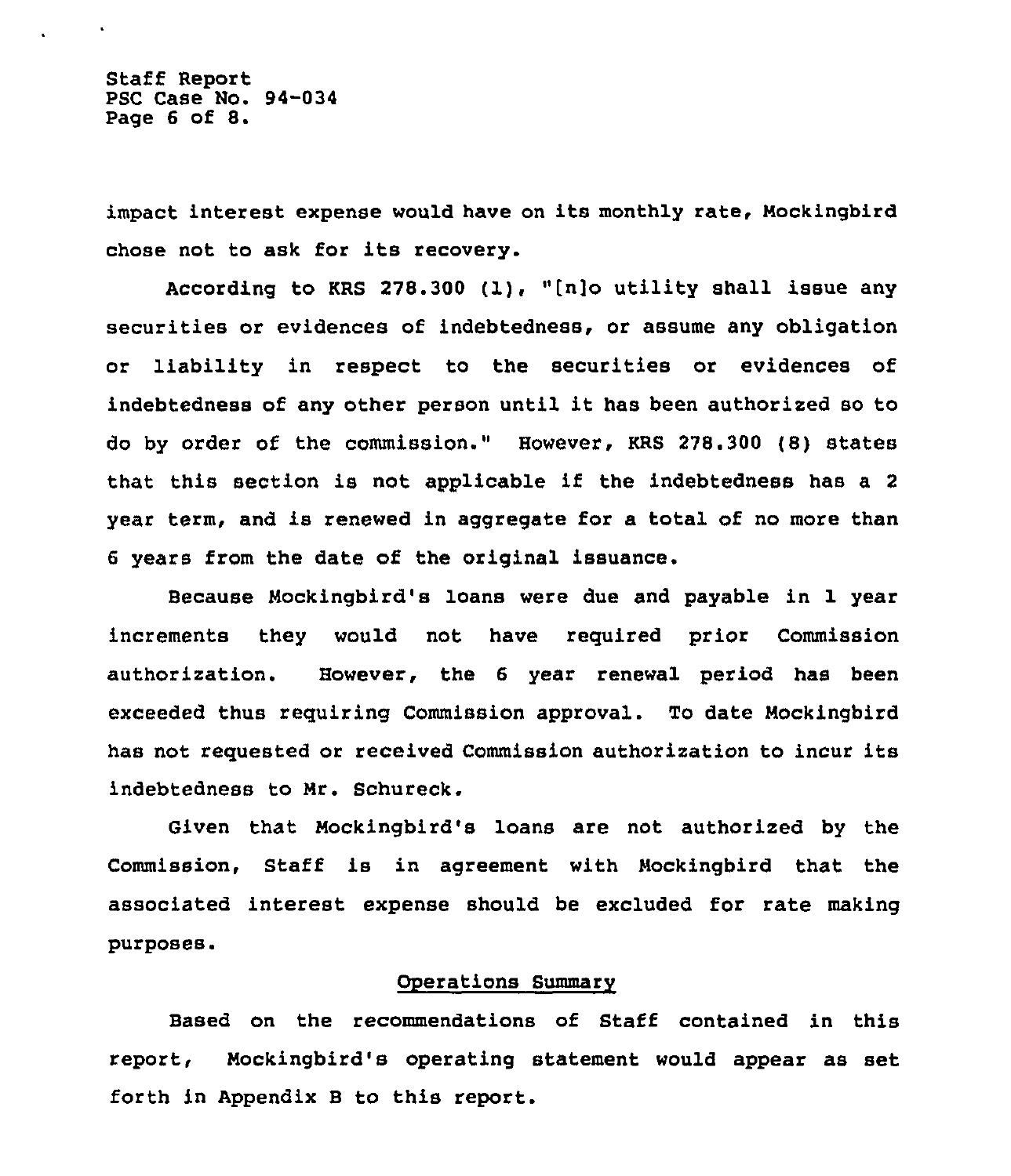impact interest expense would have on its monthly rate, Mockingbird chose not to ask for its recovery.

According to KRS 278.300 (1), "[n]o utility shall issue any securities or evidences of indebtedness, or assume any obligation or liability in respect to the securities or evidences of indebtedness of any other person until it has been authorized so to do by order of the commission." However, KRS 278.300 (8) states that this section is not applicable if the indebtedness has a 2 year term, and is renewed in aggregate for a total of no more than 6 years from the date of the original issuance.

Because Mockingbird's loans were due and payable in 1 year increments they would not have required prior Commission authorization. However, the 6 year renewal period has been exceeded thus requiring Commission approval. To date Mockingbird has not requested or received Commission authorization to incur its indebtedness to Mr. Schureck.

Given that Mockingbird's loans are not authorized by the Commission, Staff is in agreement with Mockingbird that the associated interest expense should be excluded for rate making purposes.

## Operations Summary

Based on the recommendations of Staff contained in this report, Mockingbird's operating statement would appear as set forth in Appendix B to this report.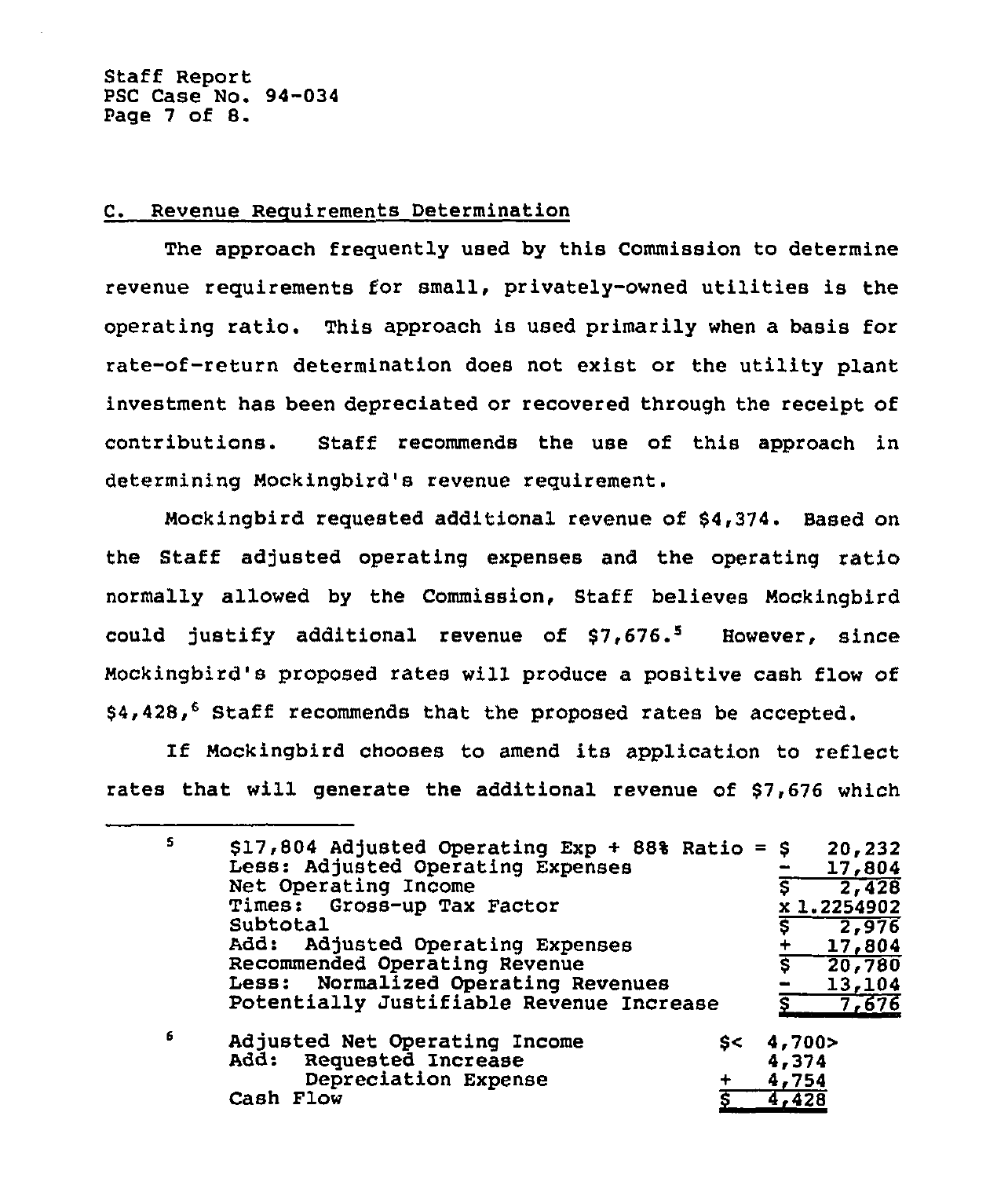### C. Revenue Requirements Determination

The approach frequently used by this Commission to determine revenue requirements for small, privately-owned utilities is the operating ratio. This approach is used primarily when a basis for rate-of-return determination does not exist or the utility plant investment has been depreciated or recovered through the receipt of contributions. Staff recommends the use of this approach in determining Mockingbird's revenue requirement.

Mockingbird requested additional revenue of $4,374. Based on the Staff adjusted operating expenses and the operating ratio normally allowed by the Commission, Staff believes Mockingbird could justify additional revenue of $7,676.[5] However, since Mockingbird's proposed rates will produce a positive cash flow of $4,428,[6] Staff recommends that the proposed rates be accepted.

If Mockingbird chooses to amend its application to reflect rates that will generate the additional revenue of $7,676 which

---

[5]

| | | |
|---|---|---|
| $17,804 Adjusted Operating Exp ÷ 88% Ratio = | $ | 20,232 |
| Less: Adjusted Operating Expenses | - | 17,804 |
| Net Operating Income | $ | 2,428 |
| Times: Gross-up Tax Factor | x | 1.2254902 |
| Subtotal | $ | 2,976 |
| Add: Adjusted Operating Expenses | + | 17,804 |
| Recommended Operating Revenue | $ | 20,780 |
| Less: Normalized Operating Revenues | - | 13,104 |
| Potentially Justifiable Revenue Increase | $ | 7,676 |

[6]

| | | |
|---|---|---|
| Adjusted Net Operating Income | $ | <4,700> |
| Add: Requested Increase | | 4,374 |
| Depreciation Expense | + | 4,754 |
| Cash Flow | $ | 4,428 |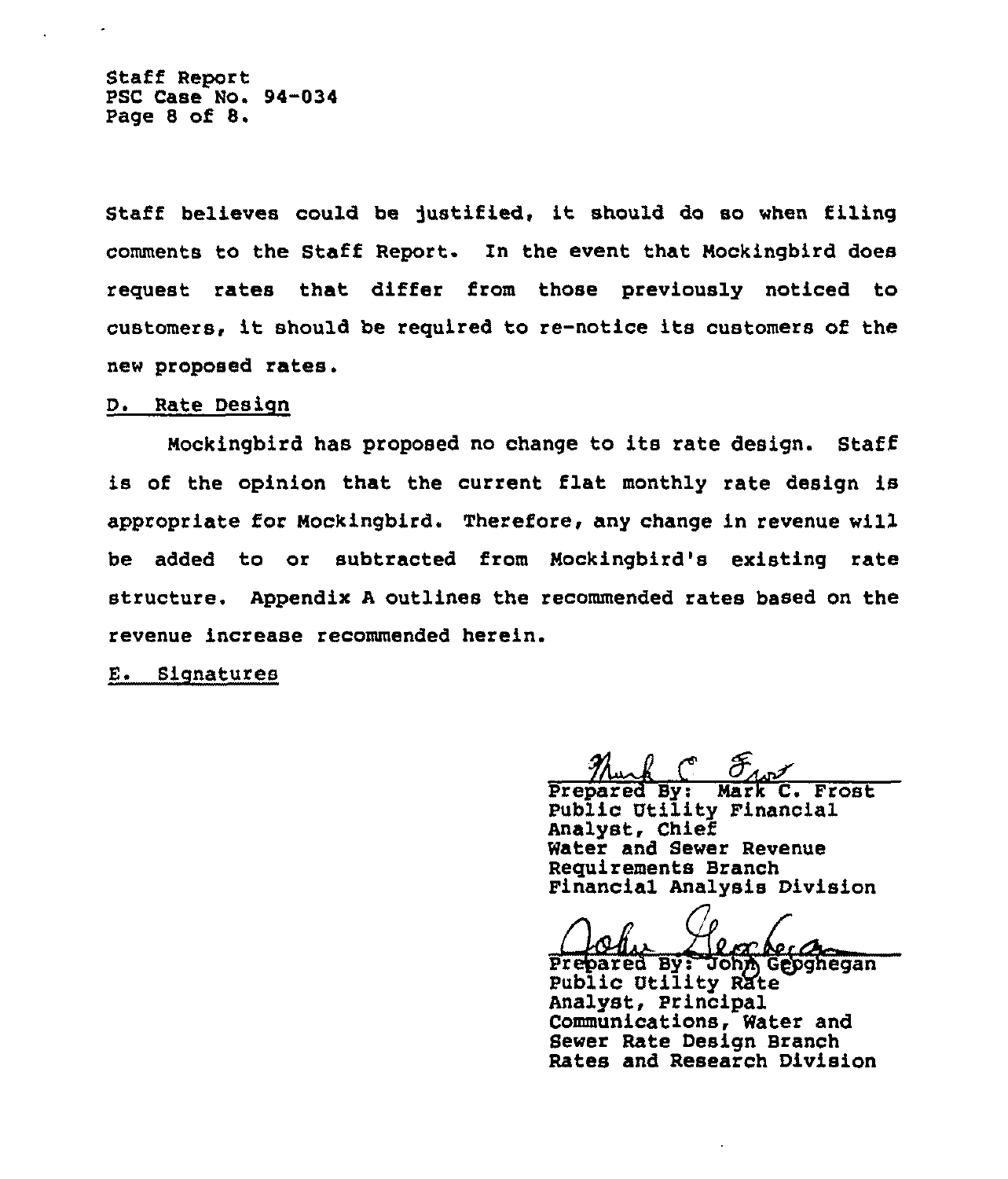Staff believes could be justified, it should do so when filing comments to the Staff Report. In the event that Mockingbird does request rates that differ from those previously noticed to customers, it should be required to re-notice its customers of the new proposed rates.

D. Rate Design

Mockingbird has proposed no change to its rate design. Staff is of the opinion that the current flat monthly rate design is appropriate for Mockingbird. Therefore, any change in revenue will be added to or subtracted from Mockingbird's existing rate structure. Appendix A outlines the recommended rates based on the revenue increase recommended herein.

E. Signatures

Prepared By: Mark C. Frost
Public Utility Financial Analyst, Chief
Water and Sewer Revenue Requirements Branch
Financial Analysis Division

Prepared By: John Geoghegan
Public Utility Rate Analyst, Principal
Communications, Water and Sewer Rate Design Branch
Rates and Research Division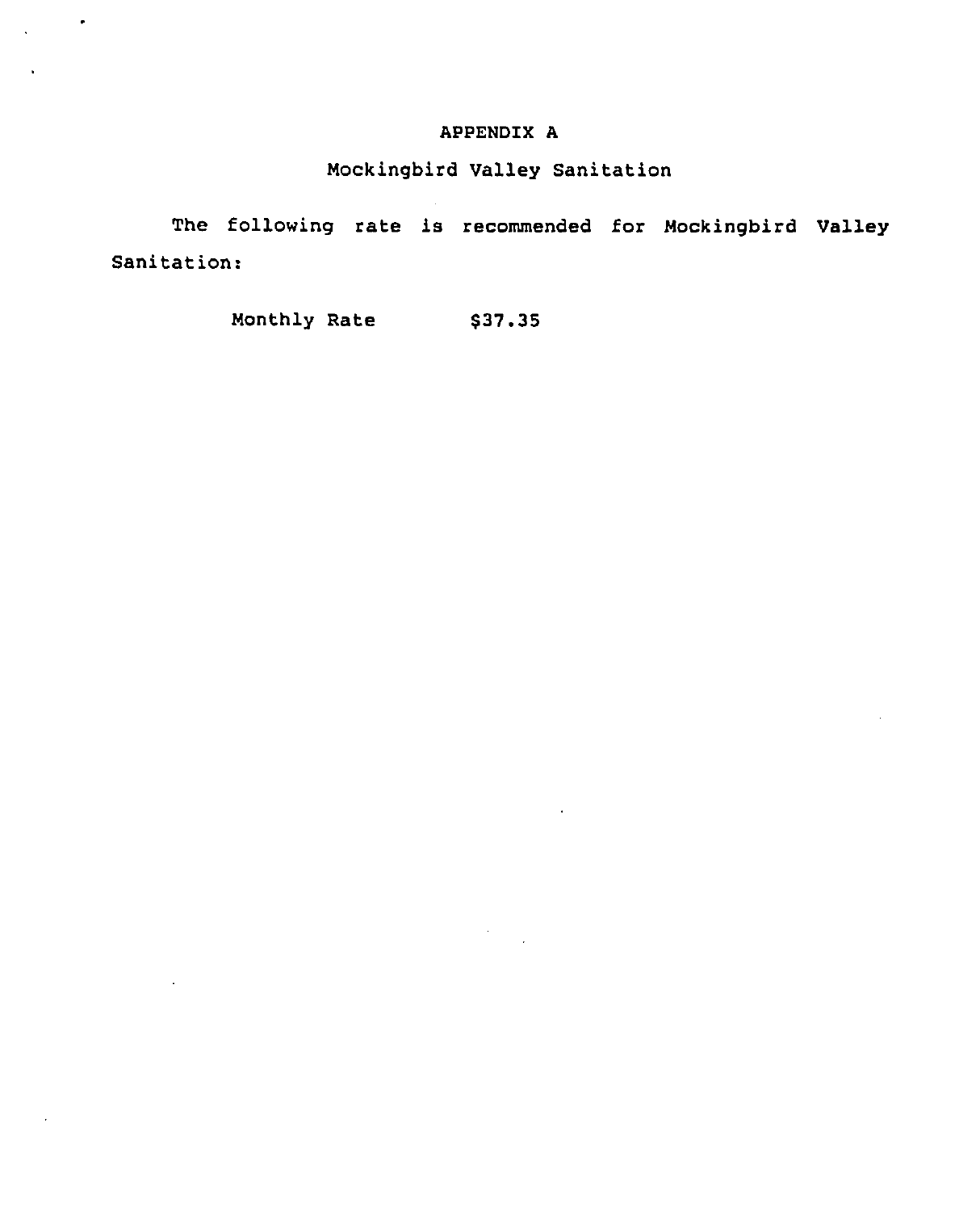# APPENDIX A

## Mockingbird Valley Sanitation

The following rate is recommended for Mockingbird Valley Sanitation:

Monthly Rate $37.35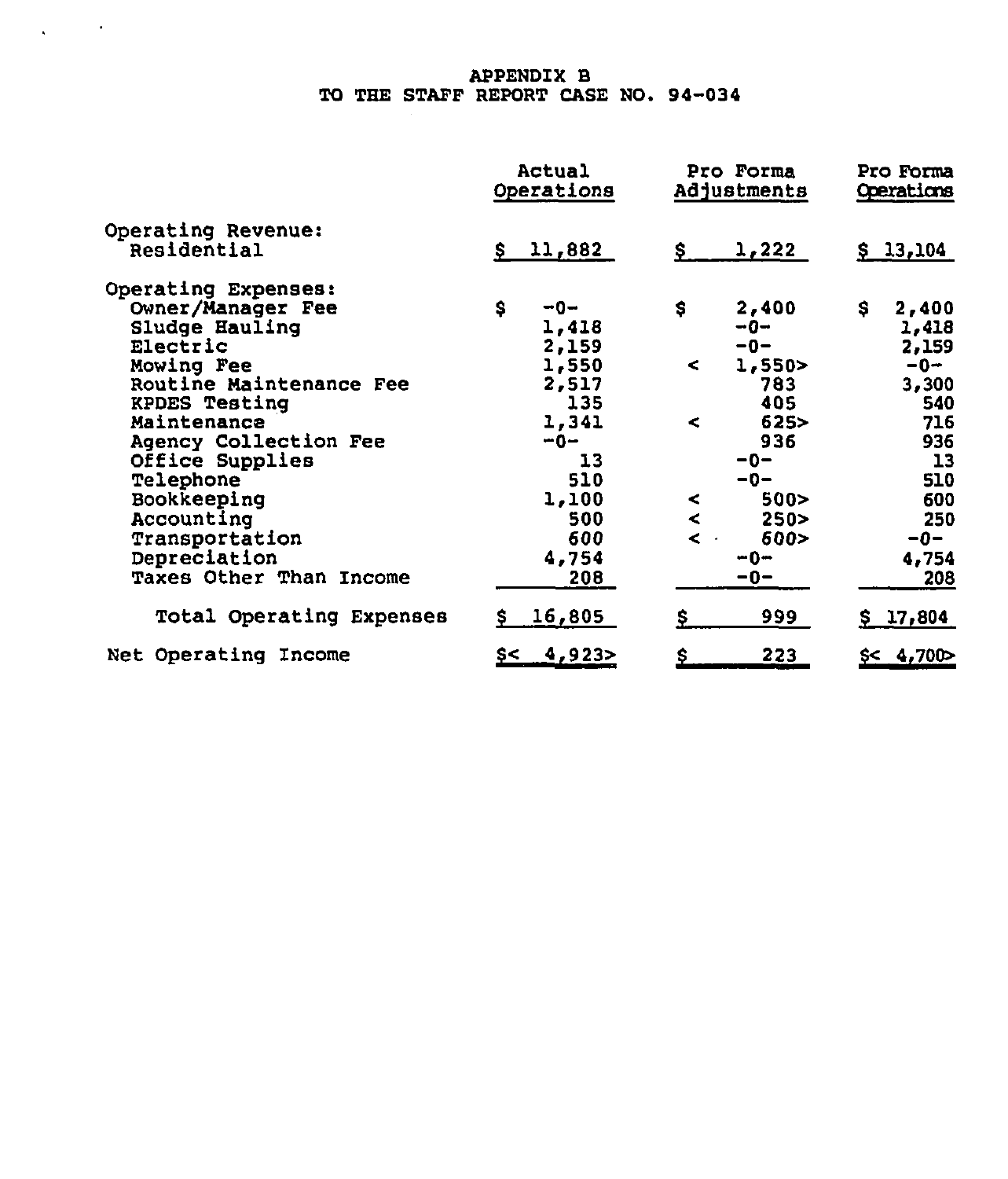APPENDIX B
TO THE STAFF REPORT CASE NO. 94-034

| | Actual Operations | Pro Forma Adjustments | Pro Forma Operations |
|---|---|---|---|
| Operating Revenue: | | | |
| Residential | $ 11,882 | $ 1,222 | $ 13,104 |
| Operating Expenses: | | | |
| Owner/Manager Fee | $ -0- | $ 2,400 | $ 2,400 |
| Sludge Hauling | 1,418 | -0- | 1,418 |
| Electric | 2,159 | -0- | 2,159 |
| Mowing Fee | 1,550 | < 1,550> | -0- |
| Routine Maintenance Fee | 2,517 | 783 | 3,300 |
| KPDES Testing | 135 | 405 | 540 |
| Maintenance | 1,341 | < 625> | 716 |
| Agency Collection Fee | -0- | 936 | 936 |
| Office Supplies | 13 | -0- | 13 |
| Telephone | 510 | -0- | 510 |
| Bookkeeping | 1,100 | < 500> | 600 |
| Accounting | 500 | < 250> | 250 |
| Transportation | 600 | < 600> | -0- |
| Depreciation | 4,754 | -0- | 4,754 |
| Taxes Other Than Income | 208 | -0- | 208 |
| Total Operating Expenses | $ 16,805 | $ 999 | $ 17,804 |
| Net Operating Income | $< 4,923> | $ 223 | $< 4,700> |